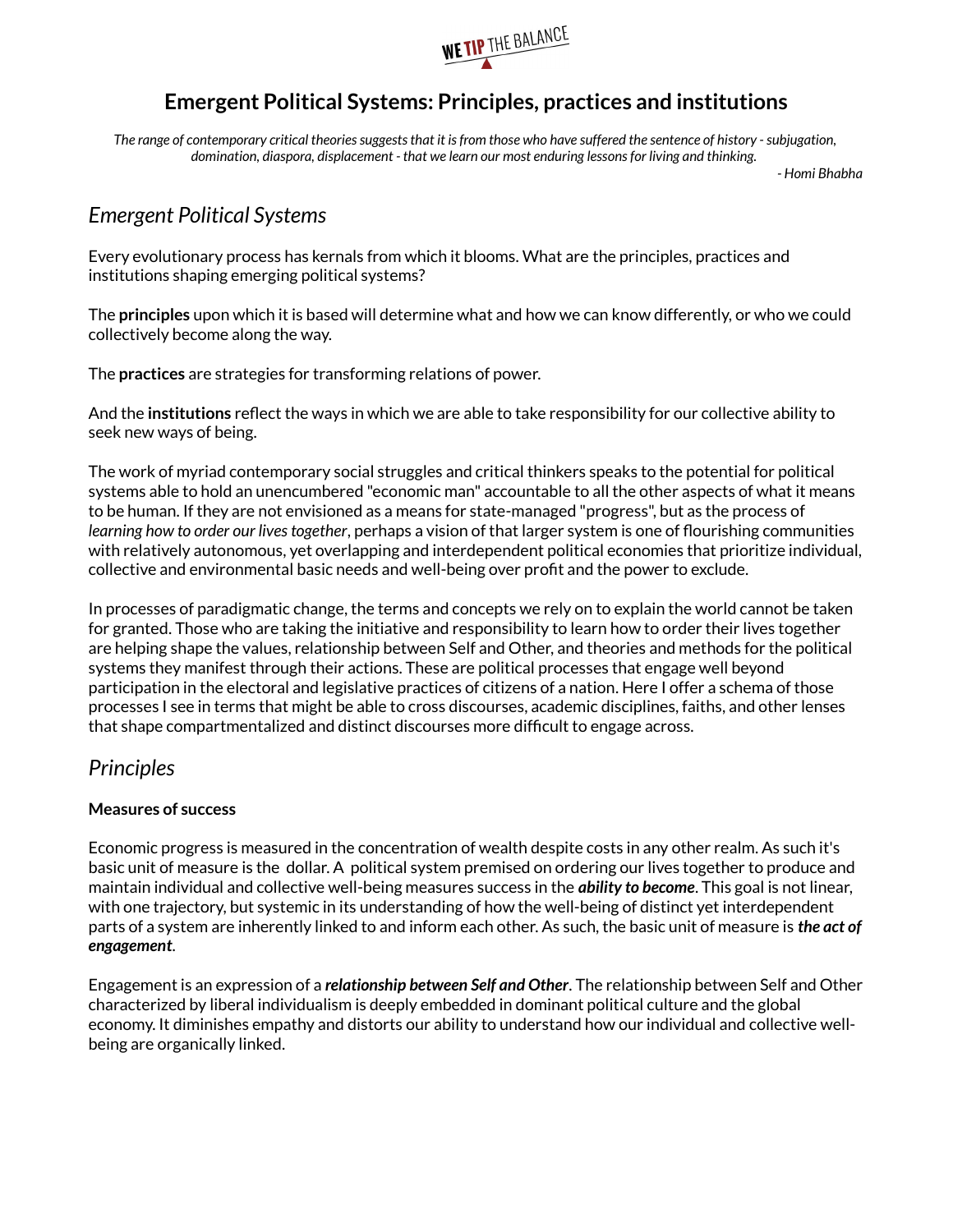# Emergent Political Systems: Principles, practices and institutions

*The range of contemporary critical theories suggests that it is from those who have suffered the sentence of history - subjugation, domination, diaspora, displacement - that we learn our most enduring lessons for living and thinking.*

*- Homi Bhabha*

## *Emergent Political Systems*

Every evolutionary process has kernals from which it blooms. What are the principles, practices and institutions shaping emerging political systems?

The **principles** upon which it is based will determine what and how we can know differently, or who we could collectively become along the way.

The **practices** are strategies for transforming relations of power.

And the **institutions** reflect the ways in which we are able to take responsibility for our collective ability to seek new ways of being.

The work of myriad contemporary social struggles and critical thinkers speaks to the potential for political systems able to hold an unencumbered "economic man" accountable to all the other aspects of what it means to be human. If they are not envisioned as a means for state-managed "progress", but as the process of *learning how to order our lives together*, perhaps a vision of that larger system is one of flourishing communities with relatively autonomous, yet overlapping and interdependent political economies that prioritize individual, collective and environmental basic needs and well-being over profit and the power to exclude.

In processes of paradigmatic change, the terms and concepts we rely on to explain the world cannot be taken for granted. Those who are taking the initiative and responsibility to learn how to order their lives together are helping shape the values, relationship between Self and Other, and theories and methods for the political systems they manifest through their actions. These are political processes that engage well beyond participation in the electoral and legislative practices of citizens of a nation. Here I offer a schema of those processes I see in terms that might be able to cross discourses, academic disciplines, faiths, and other lenses that shape compartmentalized and distinct discourses more difficult to engage across.

## *Principles*

### Measures of success

Economic progress is measured in the concentration of wealth despite costs in any other realm. As such it's basic unit of measure is the dollar. A political system premised on ordering our lives together to produce and maintain individual and collective well-being measures success in the ***ability to become***. This goal is not linear, with one trajectory, but systemic in its understanding of how the well-being of distinct yet interdependent parts of a system are inherently linked to and inform each other. As such, the basic unit of measure is ***the act of engagement***.

Engagement is an expression of a ***relationship between Self and Other***. The relationship between Self and Other characterized by liberal individualism is deeply embedded in dominant political culture and the global economy. It diminishes empathy and distorts our ability to understand how our individual and collective well-being are organically linked.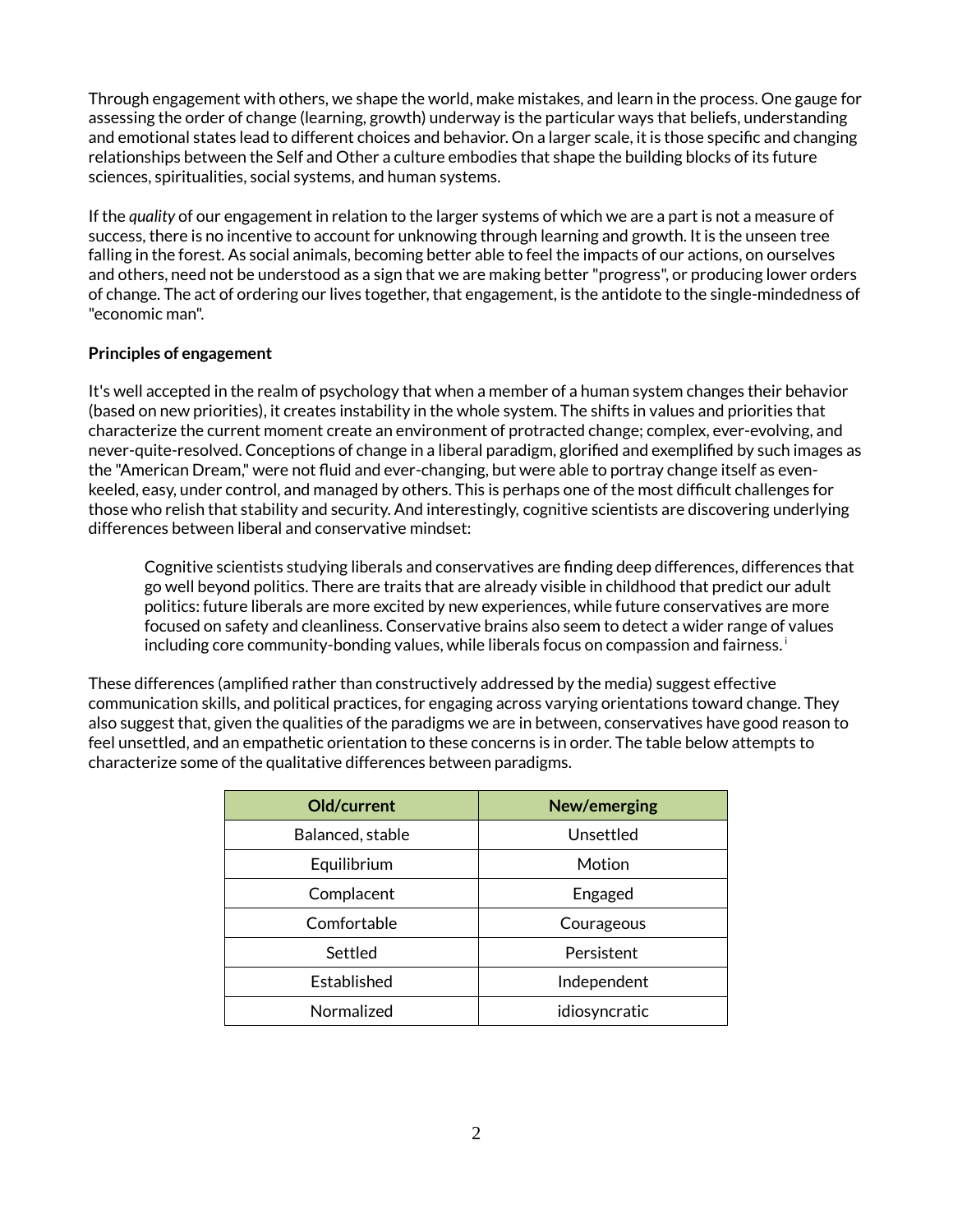Through engagement with others, we shape the world, make mistakes, and learn in the process. One gauge for assessing the order of change (learning, growth) underway is the particular ways that beliefs, understanding and emotional states lead to different choices and behavior. On a larger scale, it is those specific and changing relationships between the Self and Other a culture embodies that shape the building blocks of its future sciences, spiritualities, social systems, and human systems.

If the *quality* of our engagement in relation to the larger systems of which we are a part is not a measure of success, there is no incentive to account for unknowing through learning and growth. It is the unseen tree falling in the forest. As social animals, becoming better able to feel the impacts of our actions, on ourselves and others, need not be understood as a sign that we are making better "progress", or producing lower orders of change. The act of ordering our lives together, that engagement, is the antidote to the single-mindedness of "economic man".

**Principles of engagement**

It's well accepted in the realm of psychology that when a member of a human system changes their behavior (based on new priorities), it creates instability in the whole system. The shifts in values and priorities that characterize the current moment create an environment of protracted change; complex, ever-evolving, and never-quite-resolved. Conceptions of change in a liberal paradigm, glorified and exemplified by such images as the "American Dream," were not fluid and ever-changing, but were able to portray change itself as even-keeled, easy, under control, and managed by others. This is perhaps one of the most difficult challenges for those who relish that stability and security. And interestingly, cognitive scientists are discovering underlying differences between liberal and conservative mindset:

> Cognitive scientists studying liberals and conservatives are finding deep differences, differences that go well beyond politics. There are traits that are already visible in childhood that predict our adult politics: future liberals are more excited by new experiences, while future conservatives are more focused on safety and cleanliness. Conservative brains also seem to detect a wider range of values including core community-bonding values, while liberals focus on compassion and fairness.[i]

These differences (amplified rather than constructively addressed by the media) suggest effective communication skills, and political practices, for engaging across varying orientations toward change. They also suggest that, given the qualities of the paradigms we are in between, conservatives have good reason to feel unsettled, and an empathetic orientation to these concerns is in order. The table below attempts to characterize some of the qualitative differences between paradigms.

| Old/current | New/emerging |
|---|---|
| Balanced, stable | Unsettled |
| Equilibrium | Motion |
| Complacent | Engaged |
| Comfortable | Courageous |
| Settled | Persistent |
| Established | Independent |
| Normalized | idiosyncratic |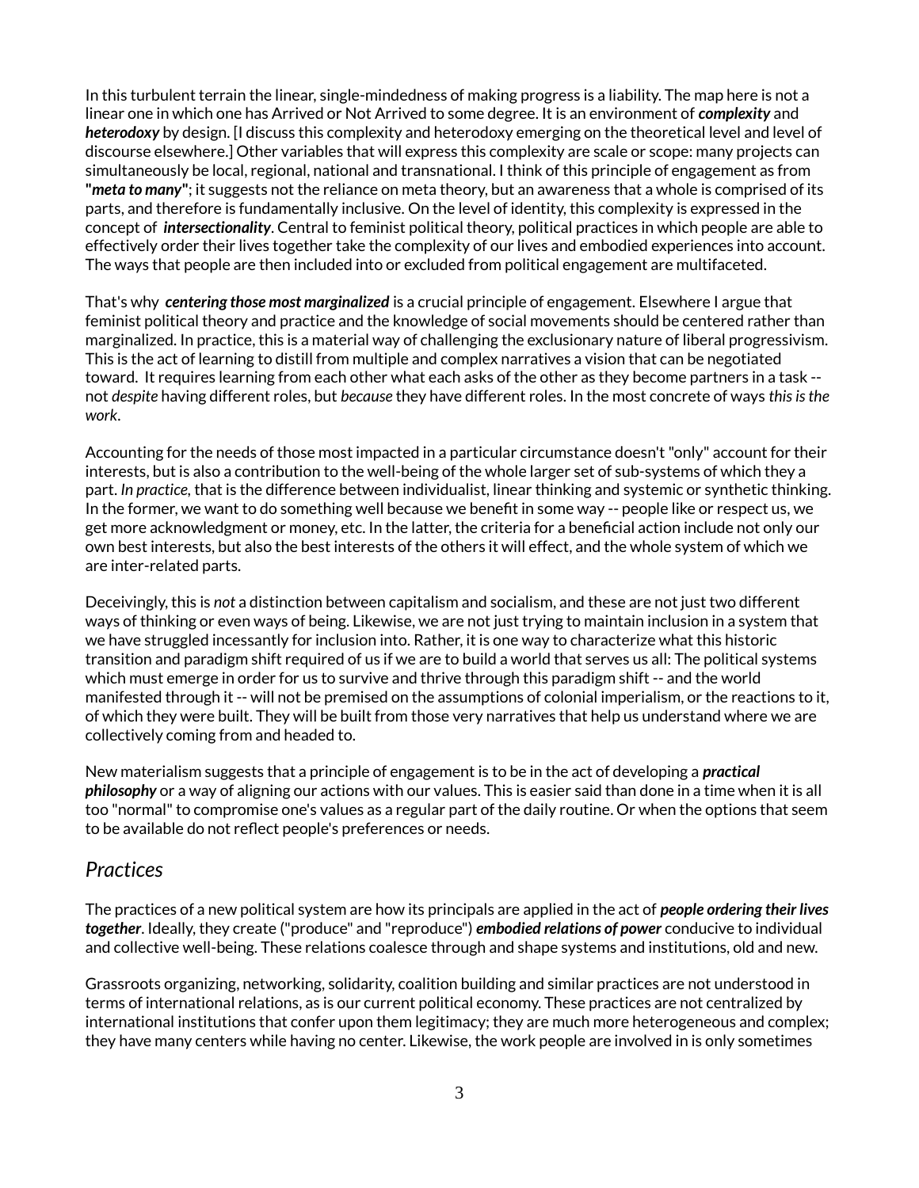In this turbulent terrain the linear, single-mindedness of making progress is a liability. The map here is not a linear one in which one has Arrived or Not Arrived to some degree. It is an environment of ***complexity*** and ***heterodoxy*** by design. [I discuss this complexity and heterodoxy emerging on the theoretical level and level of discourse elsewhere.] Other variables that will express this complexity are scale or scope: many projects can simultaneously be local, regional, national and transnational. I think of this principle of engagement as from **"*meta to many*"**; it suggests not the reliance on meta theory, but an awareness that a whole is comprised of its parts, and therefore is fundamentally inclusive. On the level of identity, this complexity is expressed in the concept of ***intersectionality***. Central to feminist political theory, political practices in which people are able to effectively order their lives together take the complexity of our lives and embodied experiences into account. The ways that people are then included into or excluded from political engagement are multifaceted.

That's why ***centering those most marginalized*** is a crucial principle of engagement. Elsewhere I argue that feminist political theory and practice and the knowledge of social movements should be centered rather than marginalized. In practice, this is a material way of challenging the exclusionary nature of liberal progressivism. This is the act of learning to distill from multiple and complex narratives a vision that can be negotiated toward. It requires learning from each other what each asks of the other as they become partners in a task -- not *despite* having different roles, but *because* they have different roles. In the most concrete of ways *this is the work*.

Accounting for the needs of those most impacted in a particular circumstance doesn't "only" account for their interests, but is also a contribution to the well-being of the whole larger set of sub-systems of which they a part. *In practice,* that is the difference between individualist, linear thinking and systemic or synthetic thinking. In the former, we want to do something well because we benefit in some way -- people like or respect us, we get more acknowledgment or money, etc. In the latter, the criteria for a beneficial action include not only our own best interests, but also the best interests of the others it will effect, and the whole system of which we are inter-related parts.

Deceivingly, this is *not* a distinction between capitalism and socialism, and these are not just two different ways of thinking or even ways of being. Likewise, we are not just trying to maintain inclusion in a system that we have struggled incessantly for inclusion into. Rather, it is one way to characterize what this historic transition and paradigm shift required of us if we are to build a world that serves us all: The political systems which must emerge in order for us to survive and thrive through this paradigm shift -- and the world manifested through it -- will not be premised on the assumptions of colonial imperialism, or the reactions to it, of which they were built. They will be built from those very narratives that help us understand where we are collectively coming from and headed to.

New materialism suggests that a principle of engagement is to be in the act of developing a ***practical philosophy*** or a way of aligning our actions with our values. This is easier said than done in a time when it is all too "normal" to compromise one's values as a regular part of the daily routine. Or when the options that seem to be available do not reflect people's preferences or needs.

## *Practices*

The practices of a new political system are how its principals are applied in the act of ***people ordering their lives together***. Ideally, they create ("produce" and "reproduce") ***embodied relations of power*** conducive to individual and collective well-being. These relations coalesce through and shape systems and institutions, old and new.

Grassroots organizing, networking, solidarity, coalition building and similar practices are not understood in terms of international relations, as is our current political economy. These practices are not centralized by international institutions that confer upon them legitimacy; they are much more heterogeneous and complex; they have many centers while having no center. Likewise, the work people are involved in is only sometimes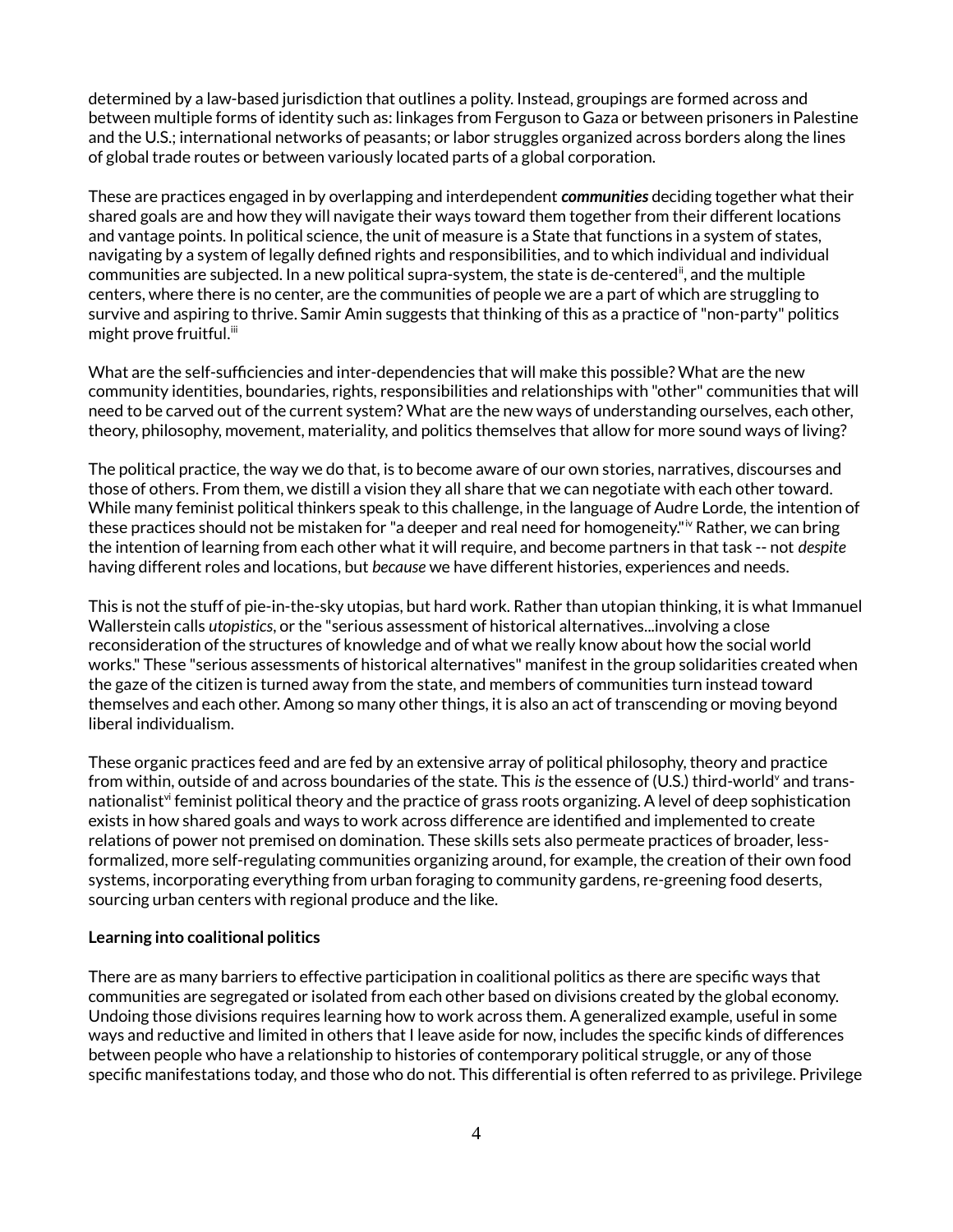determined by a law-based jurisdiction that outlines a polity. Instead, groupings are formed across and between multiple forms of identity such as: linkages from Ferguson to Gaza or between prisoners in Palestine and the U.S.; international networks of peasants; or labor struggles organized across borders along the lines of global trade routes or between variously located parts of a global corporation.

These are practices engaged in by overlapping and interdependent ***communities*** deciding together what their shared goals are and how they will navigate their ways toward them together from their different locations and vantage points. In political science, the unit of measure is a State that functions in a system of states, navigating by a system of legally defined rights and responsibilities, and to which individual and individual communities are subjected. In a new political supra-system, the state is de-centered[ii], and the multiple centers, where there is no center, are the communities of people we are a part of which are struggling to survive and aspiring to thrive. Samir Amin suggests that thinking of this as a practice of "non-party" politics might prove fruitful.[iii]

What are the self-sufficiencies and inter-dependencies that will make this possible? What are the new community identities, boundaries, rights, responsibilities and relationships with "other" communities that will need to be carved out of the current system? What are the new ways of understanding ourselves, each other, theory, philosophy, movement, materiality, and politics themselves that allow for more sound ways of living?

The political practice, the way we do that, is to become aware of our own stories, narratives, discourses and those of others. From them, we distill a vision they all share that we can negotiate with each other toward. While many feminist political thinkers speak to this challenge, in the language of Audre Lorde, the intention of these practices should not be mistaken for "a deeper and real need for homogeneity."[iv] Rather, we can bring the intention of learning from each other what it will require, and become partners in that task -- not *despite* having different roles and locations, but *because* we have different histories, experiences and needs.

This is not the stuff of pie-in-the-sky utopias, but hard work. Rather than utopian thinking, it is what Immanuel Wallerstein calls *utopistics*, or the "serious assessment of historical alternatives...involving a close reconsideration of the structures of knowledge and of what we really know about how the social world works." These "serious assessments of historical alternatives" manifest in the group solidarities created when the gaze of the citizen is turned away from the state, and members of communities turn instead toward themselves and each other. Among so many other things, it is also an act of transcending or moving beyond liberal individualism.

These organic practices feed and are fed by an extensive array of political philosophy, theory and practice from within, outside of and across boundaries of the state. This *is* the essence of (U.S.) third-world[v] and trans-nationalist[vi] feminist political theory and the practice of grass roots organizing. A level of deep sophistication exists in how shared goals and ways to work across difference are identified and implemented to create relations of power not premised on domination. These skills sets also permeate practices of broader, less-formalized, more self-regulating communities organizing around, for example, the creation of their own food systems, incorporating everything from urban foraging to community gardens, re-greening food deserts, sourcing urban centers with regional produce and the like.

**Learning into coalitional politics**

There are as many barriers to effective participation in coalitional politics as there are specific ways that communities are segregated or isolated from each other based on divisions created by the global economy. Undoing those divisions requires learning how to work across them. A generalized example, useful in some ways and reductive and limited in others that I leave aside for now, includes the specific kinds of differences between people who have a relationship to histories of contemporary political struggle, or any of those specific manifestations today, and those who do not. This differential is often referred to as privilege. Privilege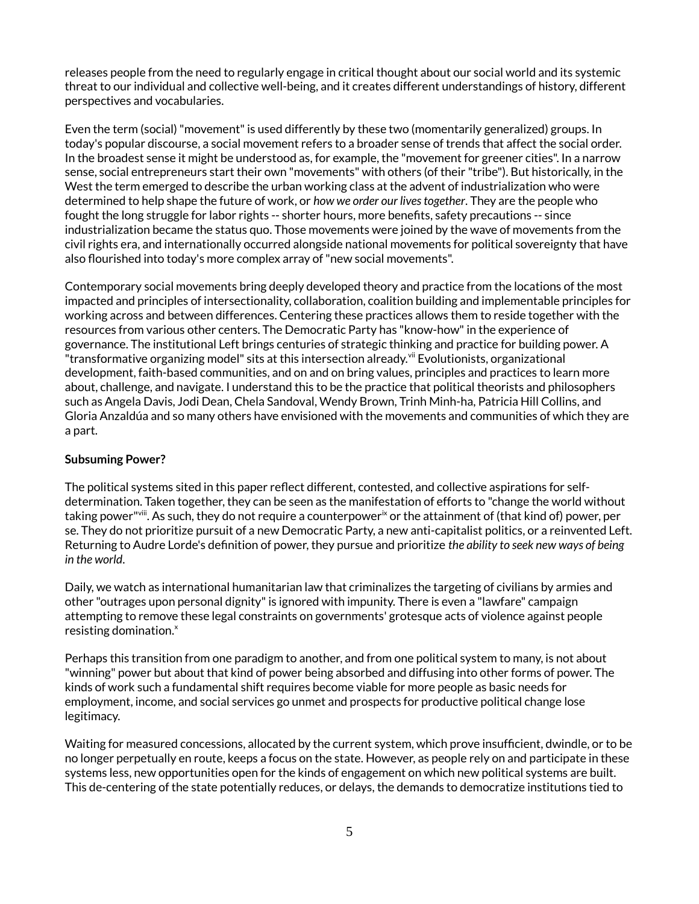releases people from the need to regularly engage in critical thought about our social world and its systemic threat to our individual and collective well-being, and it creates different understandings of history, different perspectives and vocabularies.

Even the term (social) "movement" is used differently by these two (momentarily generalized) groups. In today's popular discourse, a social movement refers to a broader sense of trends that affect the social order. In the broadest sense it might be understood as, for example, the "movement for greener cities". In a narrow sense, social entrepreneurs start their own "movements" with others (of their "tribe"). But historically, in the West the term emerged to describe the urban working class at the advent of industrialization who were determined to help shape the future of work, or *how we order our lives together*. They are the people who fought the long struggle for labor rights -- shorter hours, more benefits, safety precautions -- since industrialization became the status quo. Those movements were joined by the wave of movements from the civil rights era, and internationally occurred alongside national movements for political sovereignty that have also flourished into today's more complex array of "new social movements".

Contemporary social movements bring deeply developed theory and practice from the locations of the most impacted and principles of intersectionality, collaboration, coalition building and implementable principles for working across and between differences. Centering these practices allows them to reside together with the resources from various other centers. The Democratic Party has "know-how" in the experience of governance. The institutional Left brings centuries of strategic thinking and practice for building power. A "transformative organizing model" sits at this intersection already.[vii] Evolutionists, organizational development, faith-based communities, and on and on bring values, principles and practices to learn more about, challenge, and navigate. I understand this to be the practice that political theorists and philosophers such as Angela Davis, Jodi Dean, Chela Sandoval, Wendy Brown, Trinh Minh-ha, Patricia Hill Collins, and Gloria Anzaldúa and so many others have envisioned with the movements and communities of which they are a part.

**Subsuming Power?**

The political systems sited in this paper reflect different, contested, and collective aspirations for self-determination. Taken together, they can be seen as the manifestation of efforts to "change the world without taking power"[viii]. As such, they do not require a counterpower[ix] or the attainment of (that kind of) power, per se. They do not prioritize pursuit of a new Democratic Party, a new anti-capitalist politics, or a reinvented Left. Returning to Audre Lorde's definition of power, they pursue and prioritize *the ability to seek new ways of being in the world*.

Daily, we watch as international humanitarian law that criminalizes the targeting of civilians by armies and other "outrages upon personal dignity" is ignored with impunity. There is even a "lawfare" campaign attempting to remove these legal constraints on governments' grotesque acts of violence against people resisting domination.[x]

Perhaps this transition from one paradigm to another, and from one political system to many, is not about "winning" power but about that kind of power being absorbed and diffusing into other forms of power. The kinds of work such a fundamental shift requires become viable for more people as basic needs for employment, income, and social services go unmet and prospects for productive political change lose legitimacy.

Waiting for measured concessions, allocated by the current system, which prove insufficient, dwindle, or to be no longer perpetually en route, keeps a focus on the state. However, as people rely on and participate in these systems less, new opportunities open for the kinds of engagement on which new political systems are built. This de-centering of the state potentially reduces, or delays, the demands to democratize institutions tied to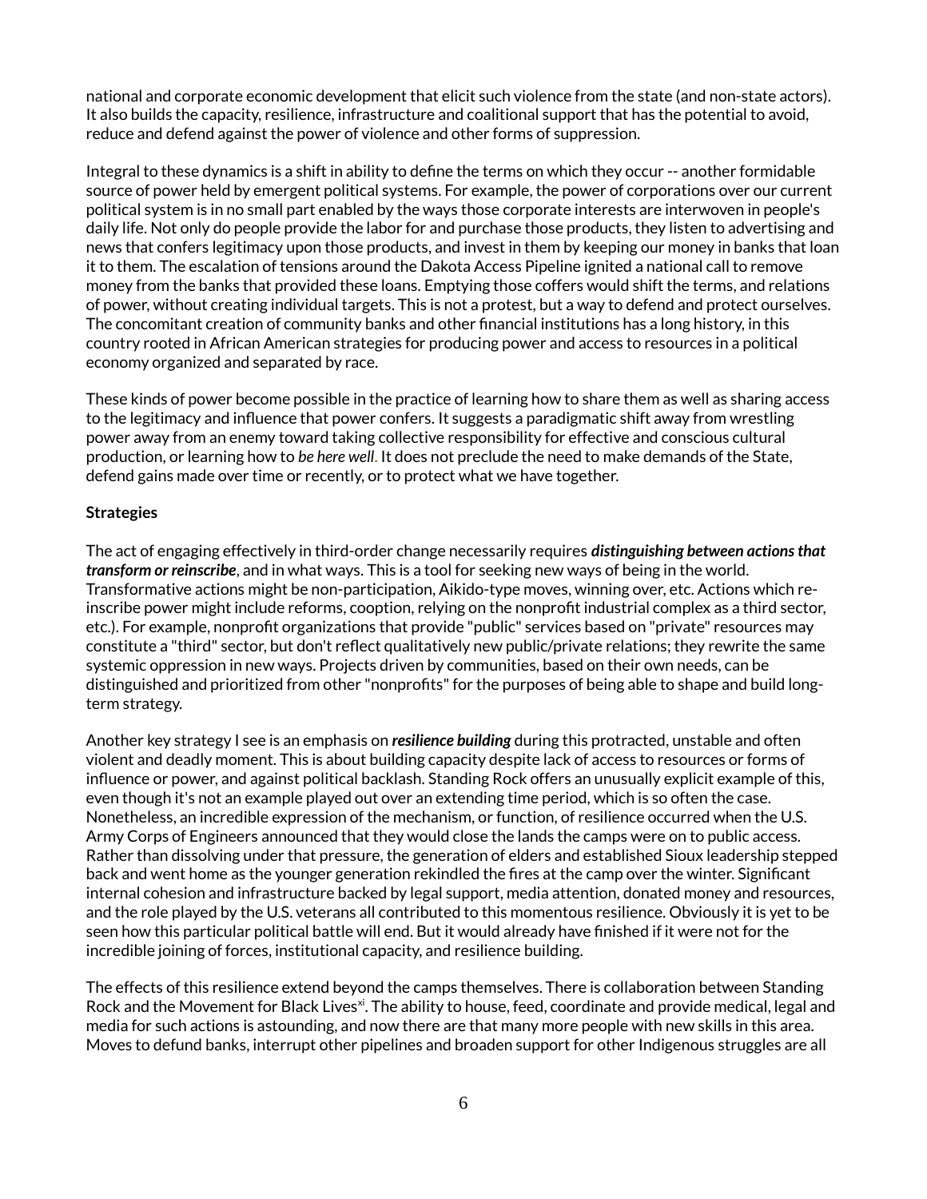national and corporate economic development that elicit such violence from the state (and non-state actors). It also builds the capacity, resilience, infrastructure and coalitional support that has the potential to avoid, reduce and defend against the power of violence and other forms of suppression.

Integral to these dynamics is a shift in ability to define the terms on which they occur -- another formidable source of power held by emergent political systems. For example, the power of corporations over our current political system is in no small part enabled by the ways those corporate interests are interwoven in people's daily life. Not only do people provide the labor for and purchase those products, they listen to advertising and news that confers legitimacy upon those products, and invest in them by keeping our money in banks that loan it to them. The escalation of tensions around the Dakota Access Pipeline ignited a national call to remove money from the banks that provided these loans. Emptying those coffers would shift the terms, and relations of power, without creating individual targets. This is not a protest, but a way to defend and protect ourselves. The concomitant creation of community banks and other financial institutions has a long history, in this country rooted in African American strategies for producing power and access to resources in a political economy organized and separated by race.

These kinds of power become possible in the practice of learning how to share them as well as sharing access to the legitimacy and influence that power confers. It suggests a paradigmatic shift away from wrestling power away from an enemy toward taking collective responsibility for effective and conscious cultural production, or learning how to *be here well*. It does not preclude the need to make demands of the State, defend gains made over time or recently, or to protect what we have together.

**Strategies**

The act of engaging effectively in third-order change necessarily requires ***distinguishing between actions that transform or reinscribe***, and in what ways. This is a tool for seeking new ways of being in the world. Transformative actions might be non-participation, Aikido-type moves, winning over, etc. Actions which re-inscribe power might include reforms, cooption, relying on the nonprofit industrial complex as a third sector, etc.). For example, nonprofit organizations that provide "public" services based on "private" resources may constitute a "third" sector, but don't reflect qualitatively new public/private relations; they rewrite the same systemic oppression in new ways. Projects driven by communities, based on their own needs, can be distinguished and prioritized from other "nonprofits" for the purposes of being able to shape and build long-term strategy.

Another key strategy I see is an emphasis on ***resilience building*** during this protracted, unstable and often violent and deadly moment. This is about building capacity despite lack of access to resources or forms of influence or power, and against political backlash. Standing Rock offers an unusually explicit example of this, even though it's not an example played out over an extending time period, which is so often the case. Nonetheless, an incredible expression of the mechanism, or function, of resilience occurred when the U.S. Army Corps of Engineers announced that they would close the lands the camps were on to public access. Rather than dissolving under that pressure, the generation of elders and established Sioux leadership stepped back and went home as the younger generation rekindled the fires at the camp over the winter. Significant internal cohesion and infrastructure backed by legal support, media attention, donated money and resources, and the role played by the U.S. veterans all contributed to this momentous resilience. Obviously it is yet to be seen how this particular political battle will end. But it would already have finished if it were not for the incredible joining of forces, institutional capacity, and resilience building.

The effects of this resilience extend beyond the camps themselves. There is collaboration between Standing Rock and the Movement for Black Lives[xi]. The ability to house, feed, coordinate and provide medical, legal and media for such actions is astounding, and now there are that many more people with new skills in this area. Moves to defund banks, interrupt other pipelines and broaden support for other Indigenous struggles are all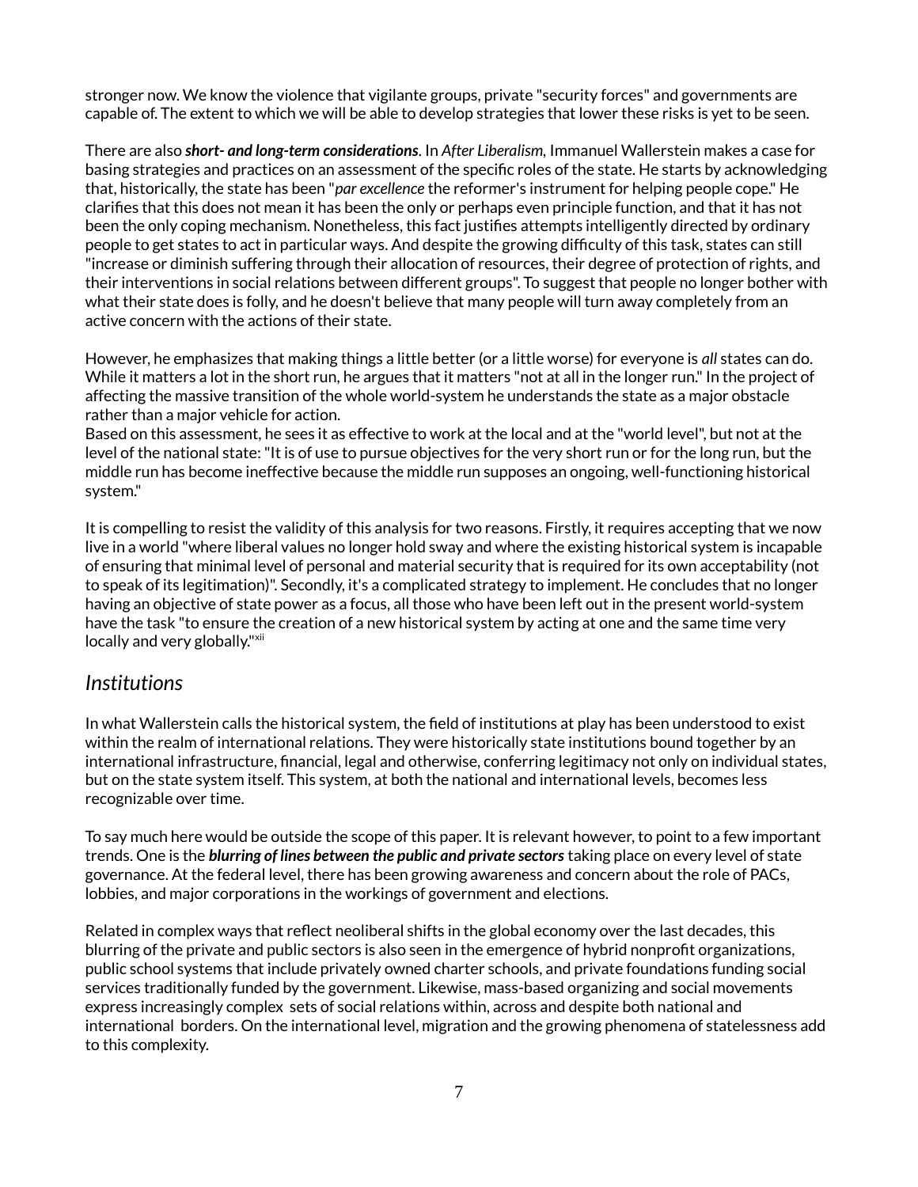stronger now. We know the violence that vigilante groups, private "security forces" and governments are capable of. The extent to which we will be able to develop strategies that lower these risks is yet to be seen.

There are also ***short- and long-term considerations***. In *After Liberalism*, Immanuel Wallerstein makes a case for basing strategies and practices on an assessment of the specific roles of the state. He starts by acknowledging that, historically, the state has been "*par excellence* the reformer's instrument for helping people cope." He clarifies that this does not mean it has been the only or perhaps even principle function, and that it has not been the only coping mechanism. Nonetheless, this fact justifies attempts intelligently directed by ordinary people to get states to act in particular ways. And despite the growing difficulty of this task, states can still "increase or diminish suffering through their allocation of resources, their degree of protection of rights, and their interventions in social relations between different groups". To suggest that people no longer bother with what their state does is folly, and he doesn't believe that many people will turn away completely from an active concern with the actions of their state.

However, he emphasizes that making things a little better (or a little worse) for everyone is *all* states can do. While it matters a lot in the short run, he argues that it matters "not at all in the longer run." In the project of affecting the massive transition of the whole world-system he understands the state as a major obstacle rather than a major vehicle for action.
Based on this assessment, he sees it as effective to work at the local and at the "world level", but not at the level of the national state: "It is of use to pursue objectives for the very short run or for the long run, but the middle run has become ineffective because the middle run supposes an ongoing, well-functioning historical system."

It is compelling to resist the validity of this analysis for two reasons. Firstly, it requires accepting that we now live in a world "where liberal values no longer hold sway and where the existing historical system is incapable of ensuring that minimal level of personal and material security that is required for its own acceptability (not to speak of its legitimation)". Secondly, it's a complicated strategy to implement. He concludes that no longer having an objective of state power as a focus, all those who have been left out in the present world-system have the task "to ensure the creation of a new historical system by acting at one and the same time very locally and very globally."[xii]

## *Institutions*

In what Wallerstein calls the historical system, the field of institutions at play has been understood to exist within the realm of international relations. They were historically state institutions bound together by an international infrastructure, financial, legal and otherwise, conferring legitimacy not only on individual states, but on the state system itself. This system, at both the national and international levels, becomes less recognizable over time.

To say much here would be outside the scope of this paper. It is relevant however, to point to a few important trends. One is the ***blurring of lines between the public and private sectors*** taking place on every level of state governance. At the federal level, there has been growing awareness and concern about the role of PACs, lobbies, and major corporations in the workings of government and elections.

Related in complex ways that reflect neoliberal shifts in the global economy over the last decades, this blurring of the private and public sectors is also seen in the emergence of hybrid nonprofit organizations, public school systems that include privately owned charter schools, and private foundations funding social services traditionally funded by the government. Likewise, mass-based organizing and social movements express increasingly complex sets of social relations within, across and despite both national and international borders. On the international level, migration and the growing phenomena of statelessness add to this complexity.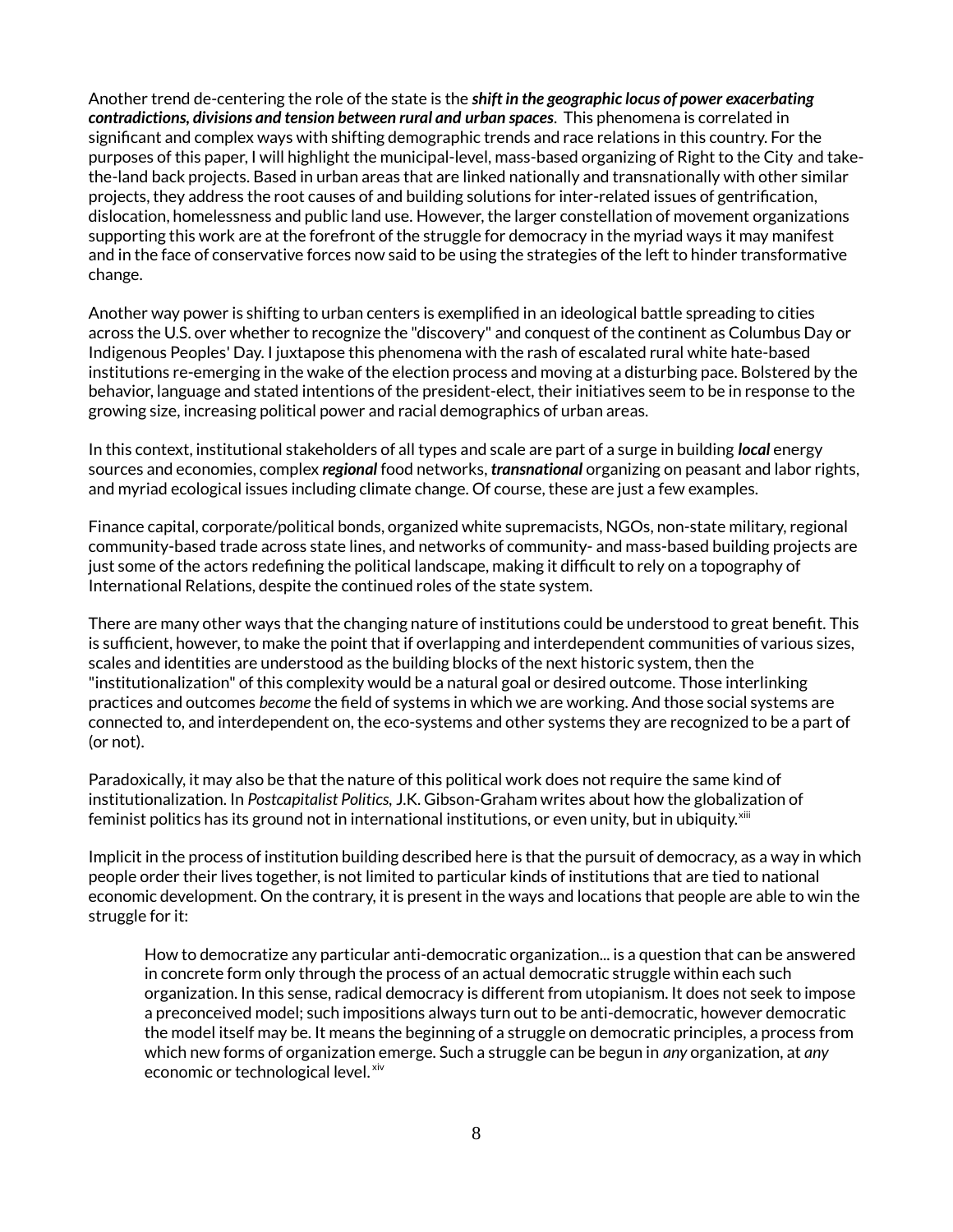Another trend de-centering the role of the state is the ***shift in the geographic locus of power exacerbating contradictions, divisions and tension between rural and urban spaces***. This phenomena is correlated in significant and complex ways with shifting demographic trends and race relations in this country. For the purposes of this paper, I will highlight the municipal-level, mass-based organizing of Right to the City and take-the-land back projects. Based in urban areas that are linked nationally and transnationally with other similar projects, they address the root causes of and building solutions for inter-related issues of gentrification, dislocation, homelessness and public land use. However, the larger constellation of movement organizations supporting this work are at the forefront of the struggle for democracy in the myriad ways it may manifest and in the face of conservative forces now said to be using the strategies of the left to hinder transformative change.

Another way power is shifting to urban centers is exemplified in an ideological battle spreading to cities across the U.S. over whether to recognize the "discovery" and conquest of the continent as Columbus Day or Indigenous Peoples' Day. I juxtapose this phenomena with the rash of escalated rural white hate-based institutions re-emerging in the wake of the election process and moving at a disturbing pace. Bolstered by the behavior, language and stated intentions of the president-elect, their initiatives seem to be in response to the growing size, increasing political power and racial demographics of urban areas.

In this context, institutional stakeholders of all types and scale are part of a surge in building ***local*** energy sources and economies, complex ***regional*** food networks, ***transnational*** organizing on peasant and labor rights, and myriad ecological issues including climate change. Of course, these are just a few examples.

Finance capital, corporate/political bonds, organized white supremacists, NGOs, non-state military, regional community-based trade across state lines, and networks of community- and mass-based building projects are just some of the actors redefining the political landscape, making it difficult to rely on a topography of International Relations, despite the continued roles of the state system.

There are many other ways that the changing nature of institutions could be understood to great benefit. This is sufficient, however, to make the point that if overlapping and interdependent communities of various sizes, scales and identities are understood as the building blocks of the next historic system, then the "institutionalization" of this complexity would be a natural goal or desired outcome. Those interlinking practices and outcomes *become* the field of systems in which we are working. And those social systems are connected to, and interdependent on, the eco-systems and other systems they are recognized to be a part of (or not).

Paradoxically, it may also be that the nature of this political work does not require the same kind of institutionalization. In *Postcapitalist Politics,* J.K. Gibson-Graham writes about how the globalization of feminist politics has its ground not in international institutions, or even unity, but in ubiquity.[xiii]

Implicit in the process of institution building described here is that the pursuit of democracy, as a way in which people order their lives together, is not limited to particular kinds of institutions that are tied to national economic development. On the contrary, it is present in the ways and locations that people are able to win the struggle for it:

> How to democratize any particular anti-democratic organization... is a question that can be answered in concrete form only through the process of an actual democratic struggle within each such organization. In this sense, radical democracy is different from utopianism. It does not seek to impose a preconceived model; such impositions always turn out to be anti-democratic, however democratic the model itself may be. It means the beginning of a struggle on democratic principles, a process from which new forms of organization emerge. Such a struggle can be begun in *any* organization, at *any* economic or technological level.[xiv]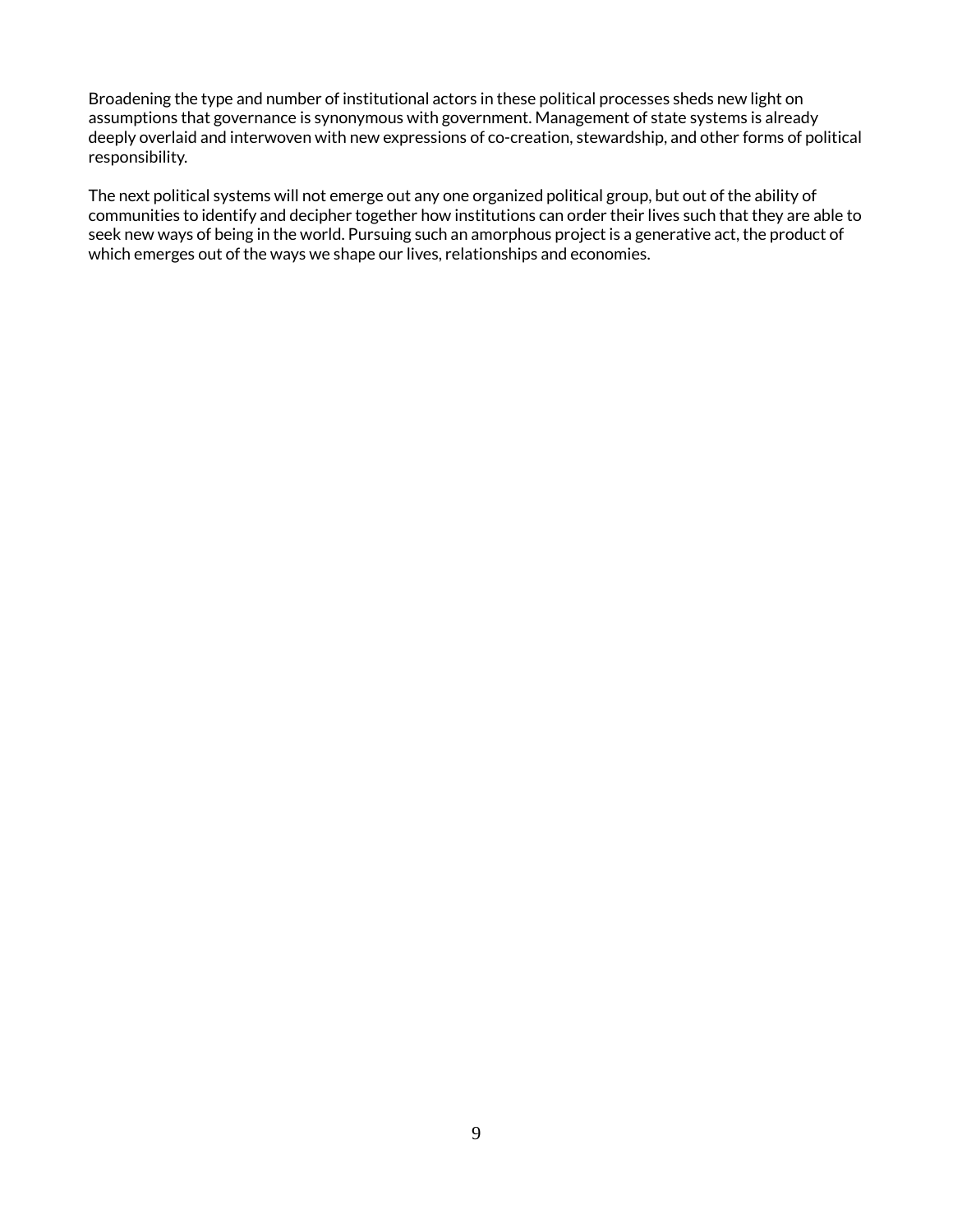Broadening the type and number of institutional actors in these political processes sheds new light on assumptions that governance is synonymous with government. Management of state systems is already deeply overlaid and interwoven with new expressions of co-creation, stewardship, and other forms of political responsibility.

The next political systems will not emerge out any one organized political group, but out of the ability of communities to identify and decipher together how institutions can order their lives such that they are able to seek new ways of being in the world. Pursuing such an amorphous project is a generative act, the product of which emerges out of the ways we shape our lives, relationships and economies.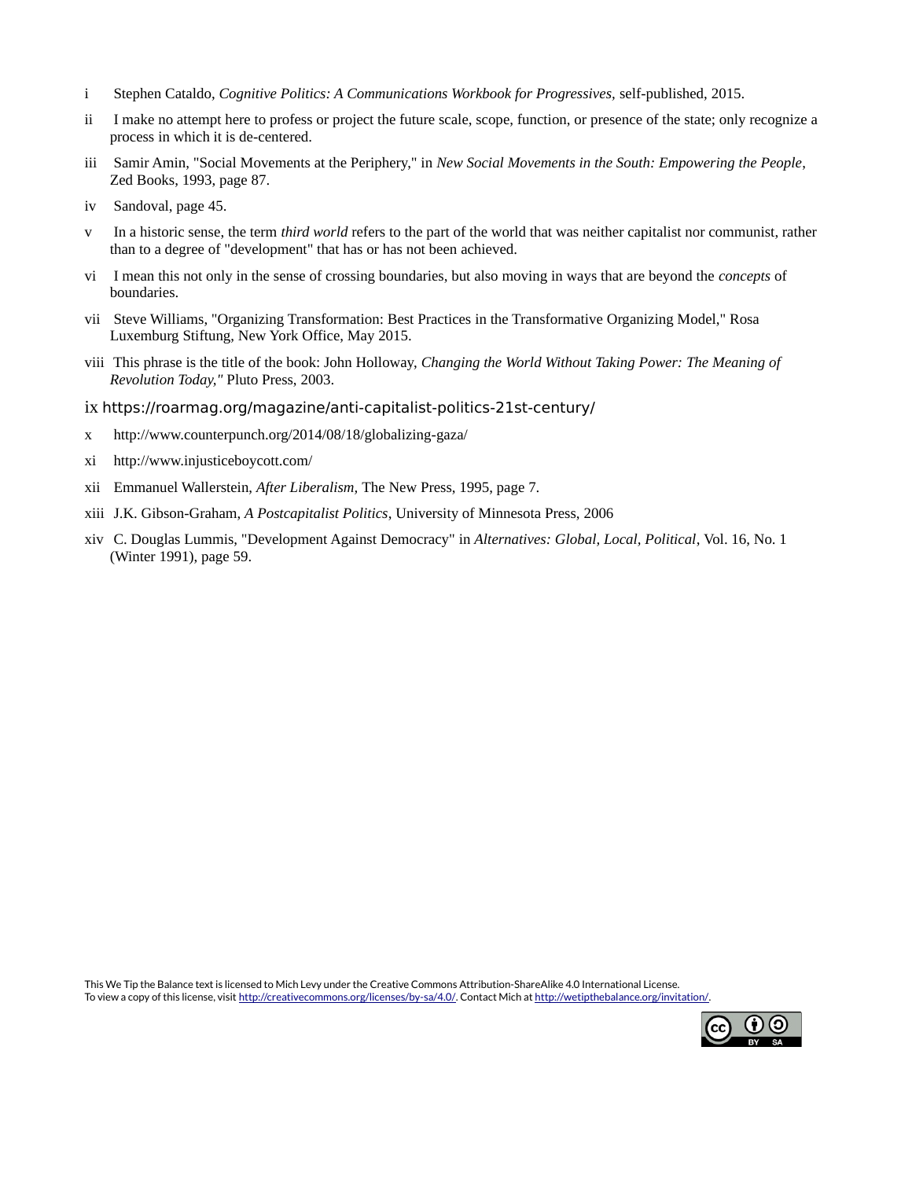i Stephen Cataldo, *Cognitive Politics: A Communications Workbook for Progressives,* self-published, 2015.

ii I make no attempt here to profess or project the future scale, scope, function, or presence of the state; only recognize a process in which it is de-centered.

iii Samir Amin, "Social Movements at the Periphery," in *New Social Movements in the South: Empowering the People*, Zed Books, 1993, page 87.

iv Sandoval, page 45.

v In a historic sense, the term *third world* refers to the part of the world that was neither capitalist nor communist, rather than to a degree of "development" that has or has not been achieved.

vi I mean this not only in the sense of crossing boundaries, but also moving in ways that are beyond the *concepts* of boundaries.

vii Steve Williams, "Organizing Transformation: Best Practices in the Transformative Organizing Model," Rosa Luxemburg Stiftung, New York Office, May 2015.

viii This phrase is the title of the book: John Holloway, *Changing the World Without Taking Power: The Meaning of Revolution Today,"* Pluto Press, 2003.

ix https://roarmag.org/magazine/anti-capitalist-politics-21st-century/

x http://www.counterpunch.org/2014/08/18/globalizing-gaza/

xi http://www.injusticeboycott.com/

xii Emmanuel Wallerstein, *After Liberalism,* The New Press, 1995, page 7.

xiii J.K. Gibson-Graham, *A Postcapitalist Politics,* University of Minnesota Press, 2006

xiv C. Douglas Lummis, "Development Against Democracy" in *Alternatives: Global, Local, Political*, Vol. 16, No. 1 (Winter 1991), page 59.

This We Tip the Balance text is licensed to Mich Levy under the Creative Commons Attribution-ShareAlike 4.0 International License.
To view a copy of this license, visit http://creativecommons.org/licenses/by-sa/4.0/. Contact Mich at http://wetipthebalance.org/invitation/.